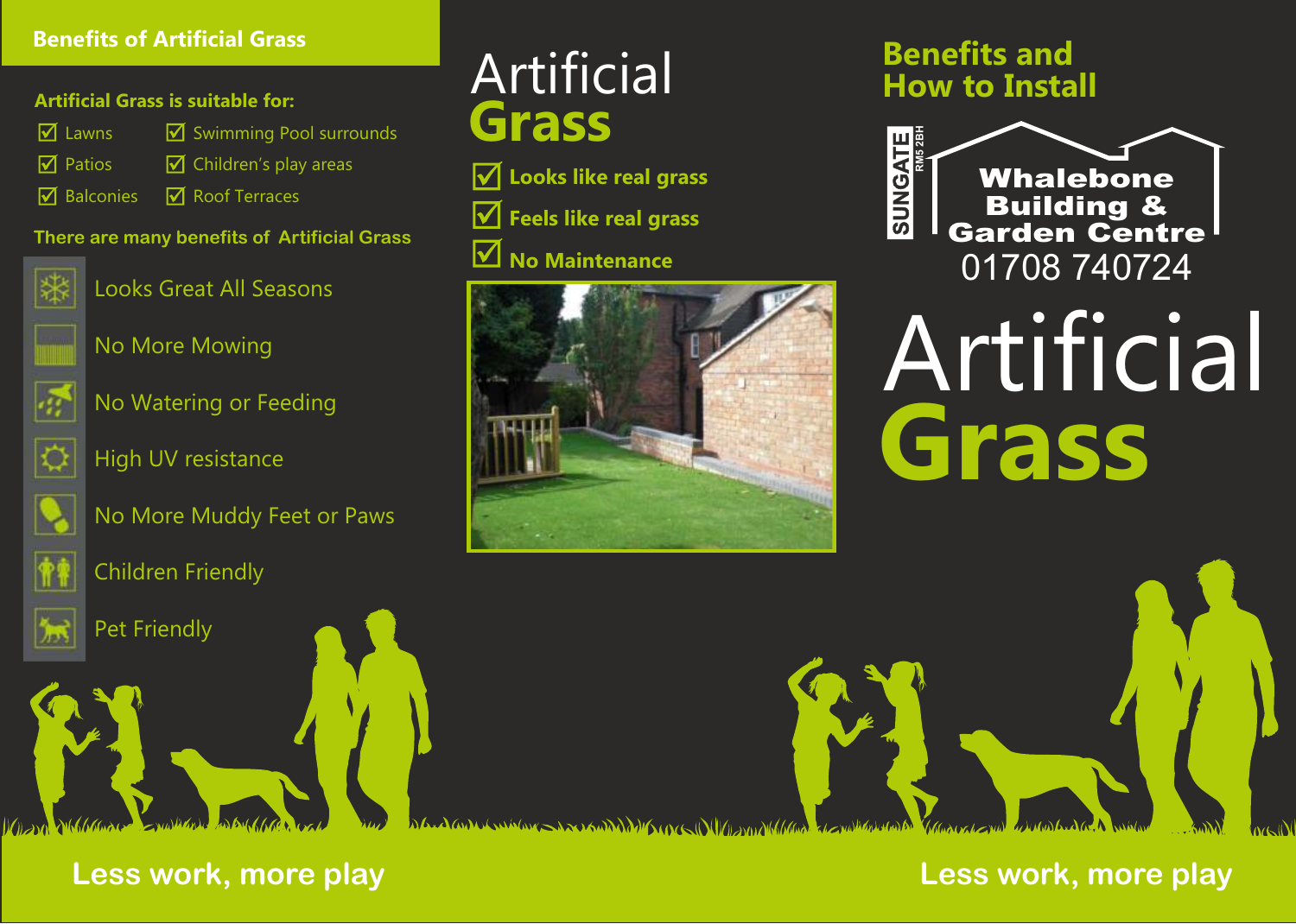## Benefits of Artificial Grass

### Artificial Grass is suitable for:

- ☑ Lawns
- ☑ Patios
- ☑ Balconies
- ☑ Swimming Pool surrounds
- ☑ Children's play areas
- ☑ Roof Terraces

### There are many benefits of Artificial Grass

- Looks Great All Seasons
- No More Mowing
- No Watering or Feeding
- High UV resistance
- No More Muddy Feet or Paws
- Children Friendly
- Pet Friendly

**Less work, more play**

# Artificial **Grass**

- ☑ **Looks like real grass**
- ☑ **Feels like real grass**
- ☑ **No Maintenance**

## Benefits and How to Install

SUNGATE RM5 2BH

**Whalebone Building & Garden Centre**

01708 740724

# Artificial **Grass**

**Less work, more play**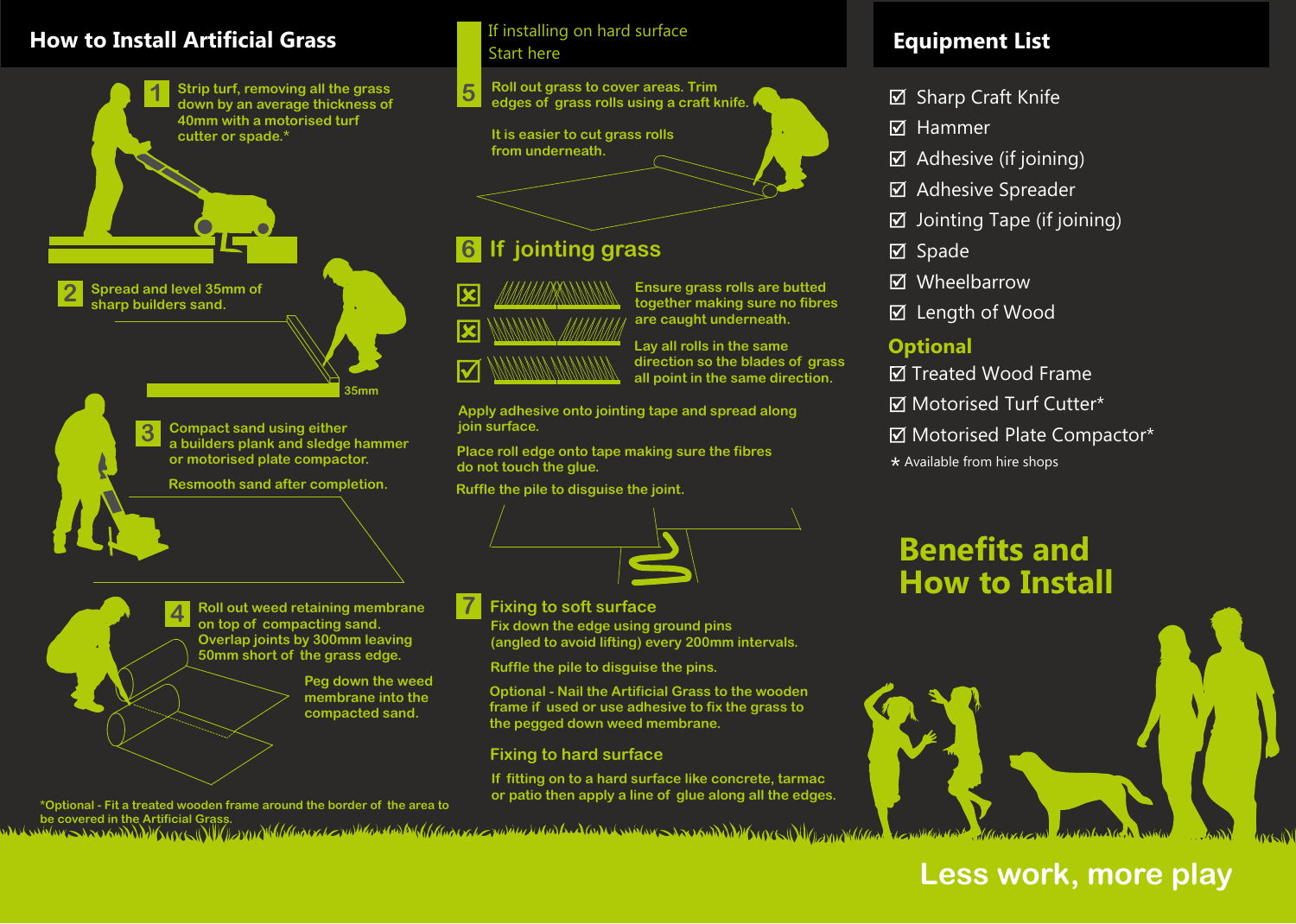# How to Install Artificial Grass

**1** Strip turf, removing all the grass down by an average thickness of 40mm with a motorised turf cutter or spade.*

**2** Spread and level 35mm of sharp builders sand.

35mm

**3** Compact sand using either a builders plank and sledge hammer or motorised plate compactor.

Resmooth sand after completion.

**4** Roll out weed retaining membrane on top of compacting sand. Overlap joints by 300mm leaving 50mm short of the grass edge.

Peg down the weed membrane into the compacted sand.

*Optional - Fit a treated wooden frame around the border of the area to be covered in the Artificial Grass.

If installing on hard surface
Start here

**5** Roll out grass to cover areas. Trim edges of grass rolls using a craft knife.

It is easier to cut grass rolls from underneath.

## 6 If jointing grass

☒ ☒ Ensure grass rolls are butted together making sure no fibres are caught underneath.

☑ Lay all rolls in the same direction so the blades of grass all point in the same direction.

Apply adhesive onto jointing tape and spread along join surface.

Place roll edge onto tape making sure the fibres do not touch the glue.

Ruffle the pile to disguise the joint.

## 7 Fixing to soft surface

Fix down the edge using ground pins (angled to avoid lifting) every 200mm intervals.

Ruffle the pile to disguise the pins.

Optional - Nail the Artificial Grass to the wooden frame if used or use adhesive to fix the grass to the pegged down weed membrane.

### Fixing to hard surface

If fitting on to a hard surface like concrete, tarmac or patio then apply a line of glue along all the edges.

## Equipment List

- ☑ Sharp Craft Knife
- ☑ Hammer
- ☑ Adhesive (if joining)
- ☑ Adhesive Spreader
- ☑ Jointing Tape (if joining)
- ☑ Spade
- ☑ Wheelbarrow
- ☑ Length of Wood

### Optional

- ☑ Treated Wood Frame
- ☑ Motorised Turf Cutter*
- ☑ Motorised Plate Compactor*

* Available from hire shops

## Benefits and How to Install

**Less work, more play**